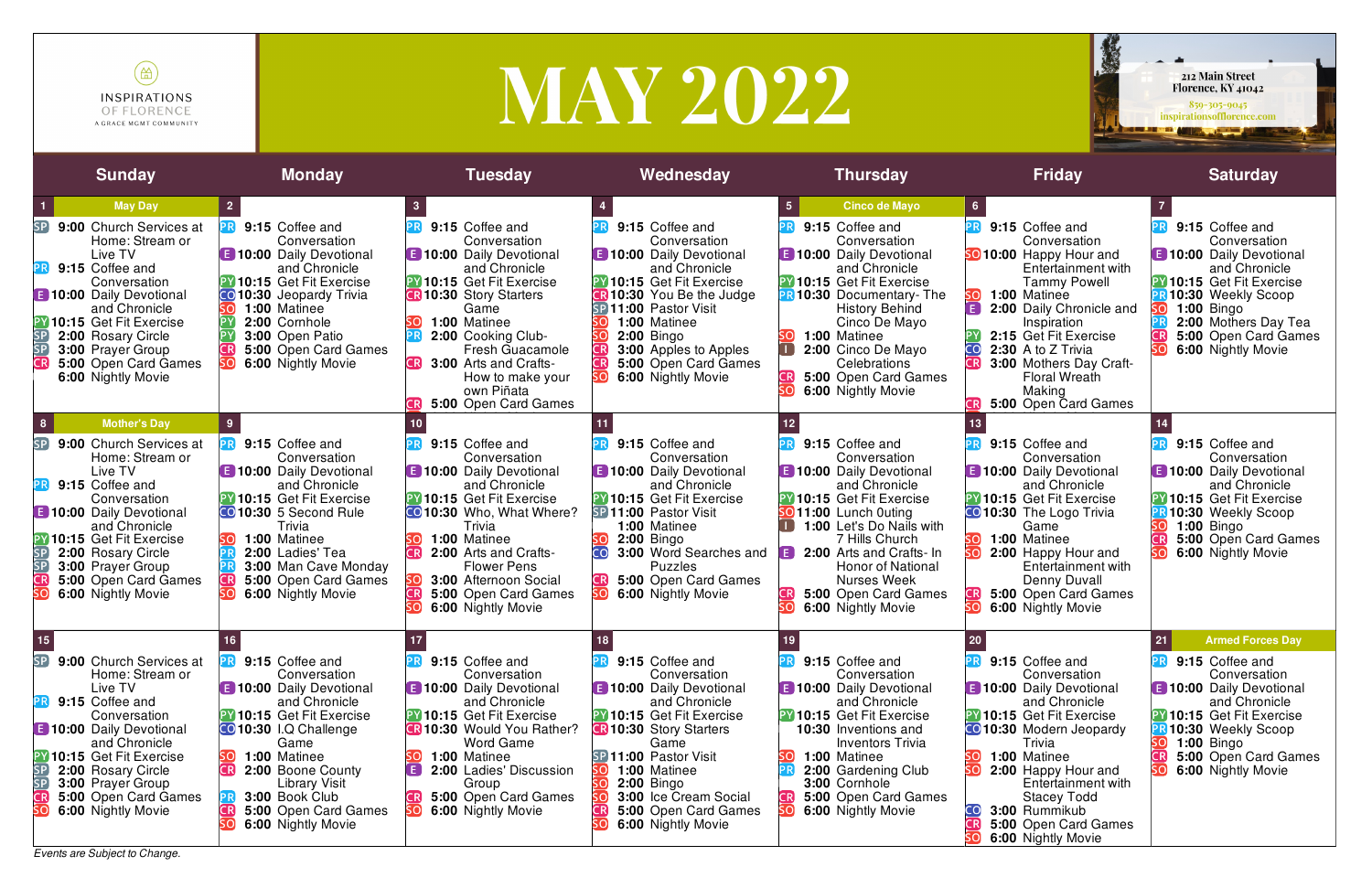INSPIRATIONS OF FLORENCE
A GRACE MGMT COMMUNITY

# MAY 2022

212 Main Street
Florence, KY 41042
859-305-9045
inspirationsofflorence.com

| Sunday | Monday | Tuesday | Wednesday | Thursday | Friday | Saturday |
|---|---|---|---|---|---|---|
| **1** May Day<br>SP 9:00 Church Services at Home: Stream or Live TV<br>PR 9:15 Coffee and Conversation<br>E 10:00 Daily Devotional and Chronicle<br>PY 10:15 Get Fit Exercise<br>SP 2:00 Rosary Circle<br>SP 3:00 Prayer Group<br>CR 5:00 Open Card Games<br>6:00 Nightly Movie | **2**<br>PR 9:15 Coffee and Conversation<br>E 10:00 Daily Devotional and Chronicle<br>PY 10:15 Get Fit Exercise<br>CO 10:30 Jeopardy Trivia<br>SO 1:00 Matinee<br>PY 2:00 Cornhole<br>PY 3:00 Open Patio<br>CR 5:00 Open Card Games<br>SO 6:00 Nightly Movie | **3**<br>PR 9:15 Coffee and Conversation<br>E 10:00 Daily Devotional and Chronicle<br>PY 10:15 Get Fit Exercise<br>CR 10:30 Story Starters Game<br>SO 1:00 Matinee<br>PR 2:00 Cooking Club- Fresh Guacamole<br>CR 3:00 Arts and Crafts- How to make your own Piñata<br>CR 5:00 Open Card Games | **4**<br>PR 9:15 Coffee and Conversation<br>E 10:00 Daily Devotional and Chronicle<br>PY 10:15 Get Fit Exercise<br>CR 10:30 You Be the Judge<br>SP 11:00 Pastor Visit<br>SO 1:00 Matinee<br>SO 2:00 Bingo<br>CR 3:00 Apples to Apples<br>CR 5:00 Open Card Games<br>SO 6:00 Nightly Movie | **5** Cinco de Mayo<br>PR 9:15 Coffee and Conversation<br>E 10:00 Daily Devotional and Chronicle<br>PY 10:15 Get Fit Exercise<br>PR 10:30 Documentary- The History Behind Cinco De Mayo<br>SO 1:00 Matinee<br>I 2:00 Cinco De Mayo Celebrations<br>CR 5:00 Open Card Games<br>SO 6:00 Nightly Movie | **6**<br>PR 9:15 Coffee and Conversation<br>SO 10:00 Happy Hour and Entertainment with Tammy Powell<br>SO 1:00 Matinee<br>E 2:00 Daily Chronicle and Inspiration<br>PY 2:15 Get Fit Exercise<br>CO 2:30 A to Z Trivia<br>CR 3:00 Mothers Day Craft- Floral Wreath Making<br>CR 5:00 Open Card Games | **7**<br>PR 9:15 Coffee and Conversation<br>E 10:00 Daily Devotional and Chronicle<br>PY 10:15 Get Fit Exercise<br>PR 10:30 Weekly Scoop<br>SO 1:00 Bingo<br>PR 2:00 Mothers Day Tea<br>CR 5:00 Open Card Games<br>SO 6:00 Nightly Movie |
| **8** Mother's Day<br>SP 9:00 Church Services at Home: Stream or Live TV<br>PR 9:15 Coffee and Conversation<br>E 10:00 Daily Devotional and Chronicle<br>PY 10:15 Get Fit Exercise<br>SP 2:00 Rosary Circle<br>SP 3:00 Prayer Group<br>CR 5:00 Open Card Games<br>SO 6:00 Nightly Movie | **9**<br>PR 9:15 Coffee and Conversation<br>E 10:00 Daily Devotional and Chronicle<br>PY 10:15 Get Fit Exercise<br>CO 10:30 5 Second Rule Trivia<br>SO 1:00 Matinee<br>PR 2:00 Ladies' Tea<br>PR 3:00 Man Cave Monday<br>CR 5:00 Open Card Games<br>SO 6:00 Nightly Movie | **10**<br>PR 9:15 Coffee and Conversation<br>E 10:00 Daily Devotional and Chronicle<br>PY 10:15 Get Fit Exercise<br>CO 10:30 Who, What Where? Trivia<br>SO 1:00 Matinee<br>CR 2:00 Arts and Crafts- Flower Pens<br>SO 3:00 Afternoon Social<br>CR 5:00 Open Card Games<br>SO 6:00 Nightly Movie | **11**<br>PR 9:15 Coffee and Conversation<br>E 10:00 Daily Devotional and Chronicle<br>PY 10:15 Get Fit Exercise<br>SP 11:00 Pastor Visit<br>1:00 Matinee<br>SO 2:00 Bingo<br>CO 3:00 Word Searches and Puzzles<br>CR 5:00 Open Card Games<br>SO 6:00 Nightly Movie | **12**<br>PR 9:15 Coffee and Conversation<br>E 10:00 Daily Devotional and Chronicle<br>PY 10:15 Get Fit Exercise<br>SO 11:00 Lunch Outing<br>I 1:00 Let's Do Nails with 7 Hills Church<br>E 2:00 Arts and Crafts- In Honor of National Nurses Week<br>CR 5:00 Open Card Games<br>SO 6:00 Nightly Movie | **13**<br>PR 9:15 Coffee and Conversation<br>E 10:00 Daily Devotional and Chronicle<br>PY 10:15 Get Fit Exercise<br>CO 10:30 The Logo Trivia Game<br>SO 1:00 Matinee<br>SO 2:00 Happy Hour and Entertainment with Denny Duvall<br>CR 5:00 Open Card Games<br>SO 6:00 Nightly Movie | **14**<br>PR 9:15 Coffee and Conversation<br>E 10:00 Daily Devotional and Chronicle<br>PY 10:15 Get Fit Exercise<br>PR 10:30 Weekly Scoop<br>SO 1:00 Bingo<br>CR 5:00 Open Card Games<br>SO 6:00 Nightly Movie |
| **15**<br>SP 9:00 Church Services at Home: Stream or Live TV<br>PR 9:15 Coffee and Conversation<br>E 10:00 Daily Devotional and Chronicle<br>PY 10:15 Get Fit Exercise<br>SP 2:00 Rosary Circle<br>SP 3:00 Prayer Group<br>CR 5:00 Open Card Games<br>SO 6:00 Nightly Movie | **16**<br>PR 9:15 Coffee and Conversation<br>E 10:00 Daily Devotional and Chronicle<br>PY 10:15 Get Fit Exercise<br>CO 10:30 I.Q Challenge Game<br>SO 1:00 Matinee<br>CR 2:00 Boone County Library Visit<br>PR 3:00 Book Club<br>CR 5:00 Open Card Games<br>SO 6:00 Nightly Movie | **17**<br>PR 9:15 Coffee and Conversation<br>E 10:00 Daily Devotional and Chronicle<br>PY 10:15 Get Fit Exercise<br>CR 10:30 Would You Rather? Word Game<br>SO 1:00 Matinee<br>E 2:00 Ladies' Discussion Group<br>CR 5:00 Open Card Games<br>SO 6:00 Nightly Movie | **18**<br>PR 9:15 Coffee and Conversation<br>E 10:00 Daily Devotional and Chronicle<br>PY 10:15 Get Fit Exercise<br>CR 10:30 Story Starters Game<br>SP 11:00 Pastor Visit<br>SO 1:00 Matinee<br>SO 2:00 Bingo<br>SO 3:00 Ice Cream Social<br>CR 5:00 Open Card Games<br>SO 6:00 Nightly Movie | **19**<br>PR 9:15 Coffee and Conversation<br>E 10:00 Daily Devotional and Chronicle<br>PY 10:15 Get Fit Exercise<br>10:30 Inventions and Inventors Trivia<br>SO 1:00 Matinee<br>PR 2:00 Gardening Club<br>3:00 Cornhole<br>CR 5:00 Open Card Games<br>SO 6:00 Nightly Movie | **20**<br>PR 9:15 Coffee and Conversation<br>E 10:00 Daily Devotional and Chronicle<br>PY 10:15 Get Fit Exercise<br>CO 10:30 Modern Jeopardy Trivia<br>SO 1:00 Matinee<br>SO 2:00 Happy Hour and Entertainment with Stacey Todd<br>CO 3:00 Rummikub<br>CR 5:00 Open Card Games<br>SO 6:00 Nightly Movie | **21** Armed Forces Day<br>PR 9:15 Coffee and Conversation<br>E 10:00 Daily Devotional and Chronicle<br>PY 10:15 Get Fit Exercise<br>PR 10:30 Weekly Scoop<br>SO 1:00 Bingo<br>CR 5:00 Open Card Games<br>SO 6:00 Nightly Movie |

*Events are Subject to Change.*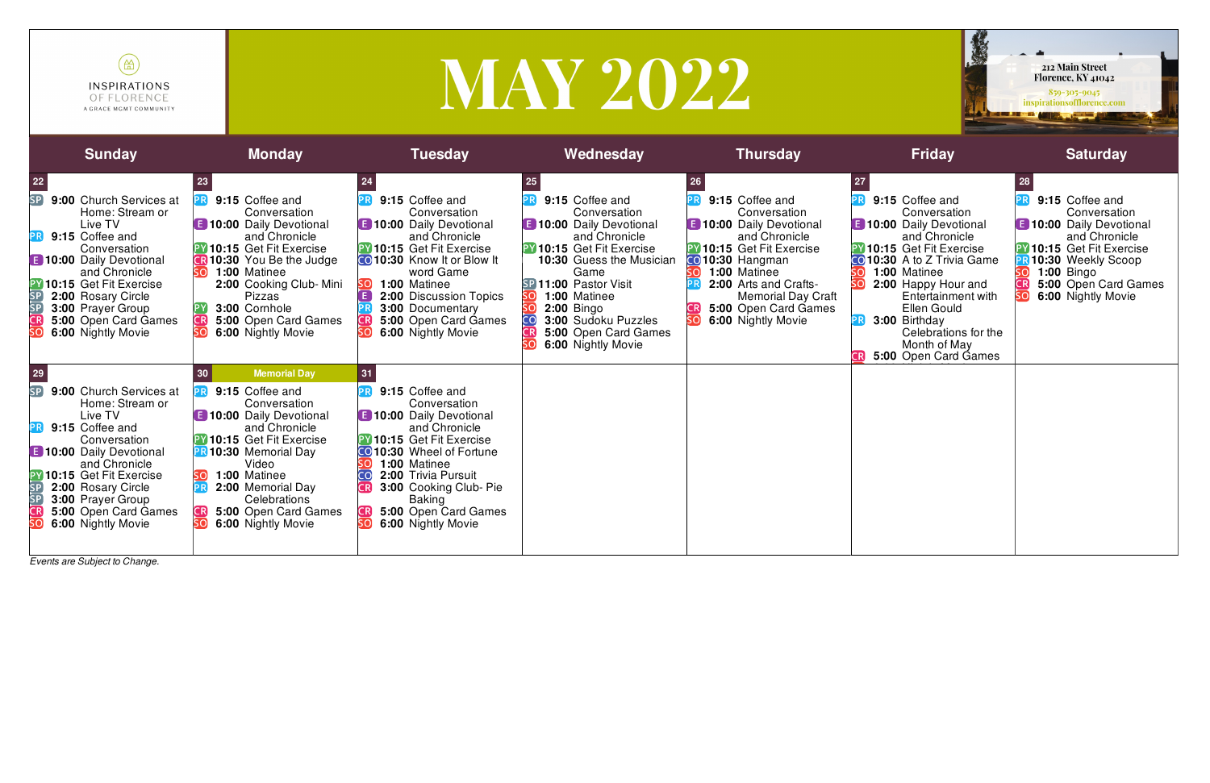INSPIRATIONS OF FLORENCE
A GRACE MGMT COMMUNITY

# MAY 2022

212 Main Street
Florence, KY 41042
859-305-9045
inspirationsofflorence.com

| Sunday | Monday | Tuesday | Wednesday | Thursday | Friday | Saturday |
|---|---|---|---|---|---|---|
| **22**<br>SP **9:00** Church Services at Home: Stream or Live TV<br>PR **9:15** Coffee and Conversation<br>E **10:00** Daily Devotional and Chronicle<br>PY **10:15** Get Fit Exercise<br>SP **2:00** Rosary Circle<br>SP **3:00** Prayer Group<br>CR **5:00** Open Card Games<br>SO **6:00** Nightly Movie | **23**<br>PR **9:15** Coffee and Conversation<br>E **10:00** Daily Devotional and Chronicle<br>PY **10:15** Get Fit Exercise<br>CR **10:30** You Be the Judge<br>SO **1:00** Matinee<br>**2:00** Cooking Club- Mini Pizzas<br>PY **3:00** Cornhole<br>CR **5:00** Open Card Games<br>SO **6:00** Nightly Movie | **24**<br>PR **9:15** Coffee and Conversation<br>E **10:00** Daily Devotional and Chronicle<br>PY **10:15** Get Fit Exercise<br>CO **10:30** Know It or Blow It word Game<br>SO **1:00** Matinee<br>E **2:00** Discussion Topics<br>PR **3:00** Documentary<br>CR **5:00** Open Card Games<br>SO **6:00** Nightly Movie | **25**<br>PR **9:15** Coffee and Conversation<br>E **10:00** Daily Devotional and Chronicle<br>PY **10:15** Get Fit Exercise<br>**10:30** Guess the Musician Game<br>SP **11:00** Pastor Visit<br>SO **1:00** Matinee<br>SO **2:00** Bingo<br>CO **3:00** Sudoku Puzzles<br>CR **5:00** Open Card Games<br>SO **6:00** Nightly Movie | **26**<br>PR **9:15** Coffee and Conversation<br>E **10:00** Daily Devotional and Chronicle<br>PY **10:15** Get Fit Exercise<br>CO **10:30** Hangman<br>SO **1:00** Matinee<br>PR **2:00** Arts and Crafts- Memorial Day Craft<br>CR **5:00** Open Card Games<br>SO **6:00** Nightly Movie | **27**<br>PR **9:15** Coffee and Conversation<br>E **10:00** Daily Devotional and Chronicle<br>PY **10:15** Get Fit Exercise<br>CO **10:30** A to Z Trivia Game<br>SO **1:00** Matinee<br>SO **2:00** Happy Hour and Entertainment with Ellen Gould<br>PR **3:00** Birthday Celebrations for the Month of May<br>CR **5:00** Open Card Games | **28**<br>PR **9:15** Coffee and Conversation<br>E **10:00** Daily Devotional and Chronicle<br>PY **10:15** Get Fit Exercise<br>PR **10:30** Weekly Scoop<br>SO **1:00** Bingo<br>CR **5:00** Open Card Games<br>SO **6:00** Nightly Movie |
| **29**<br>SP **9:00** Church Services at Home: Stream or Live TV<br>PR **9:15** Coffee and Conversation<br>E **10:00** Daily Devotional and Chronicle<br>PY **10:15** Get Fit Exercise<br>SP **2:00** Rosary Circle<br>SP **3:00** Prayer Group<br>CR **5:00** Open Card Games<br>SO **6:00** Nightly Movie | **30** Memorial Day<br>PR **9:15** Coffee and Conversation<br>E **10:00** Daily Devotional and Chronicle<br>PY **10:15** Get Fit Exercise<br>PR **10:30** Memorial Day Video<br>SO **1:00** Matinee<br>PR **2:00** Memorial Day Celebrations<br>CR **5:00** Open Card Games<br>SO **6:00** Nightly Movie | **31**<br>PR **9:15** Coffee and Conversation<br>E **10:00** Daily Devotional and Chronicle<br>PY **10:15** Get Fit Exercise<br>CO **10:30** Wheel of Fortune<br>SO **1:00** Matinee<br>CO **2:00** Trivia Pursuit<br>CR **3:00** Cooking Club- Pie Baking<br>CR **5:00** Open Card Games<br>SO **6:00** Nightly Movie | | | | |

*Events are Subject to Change.*